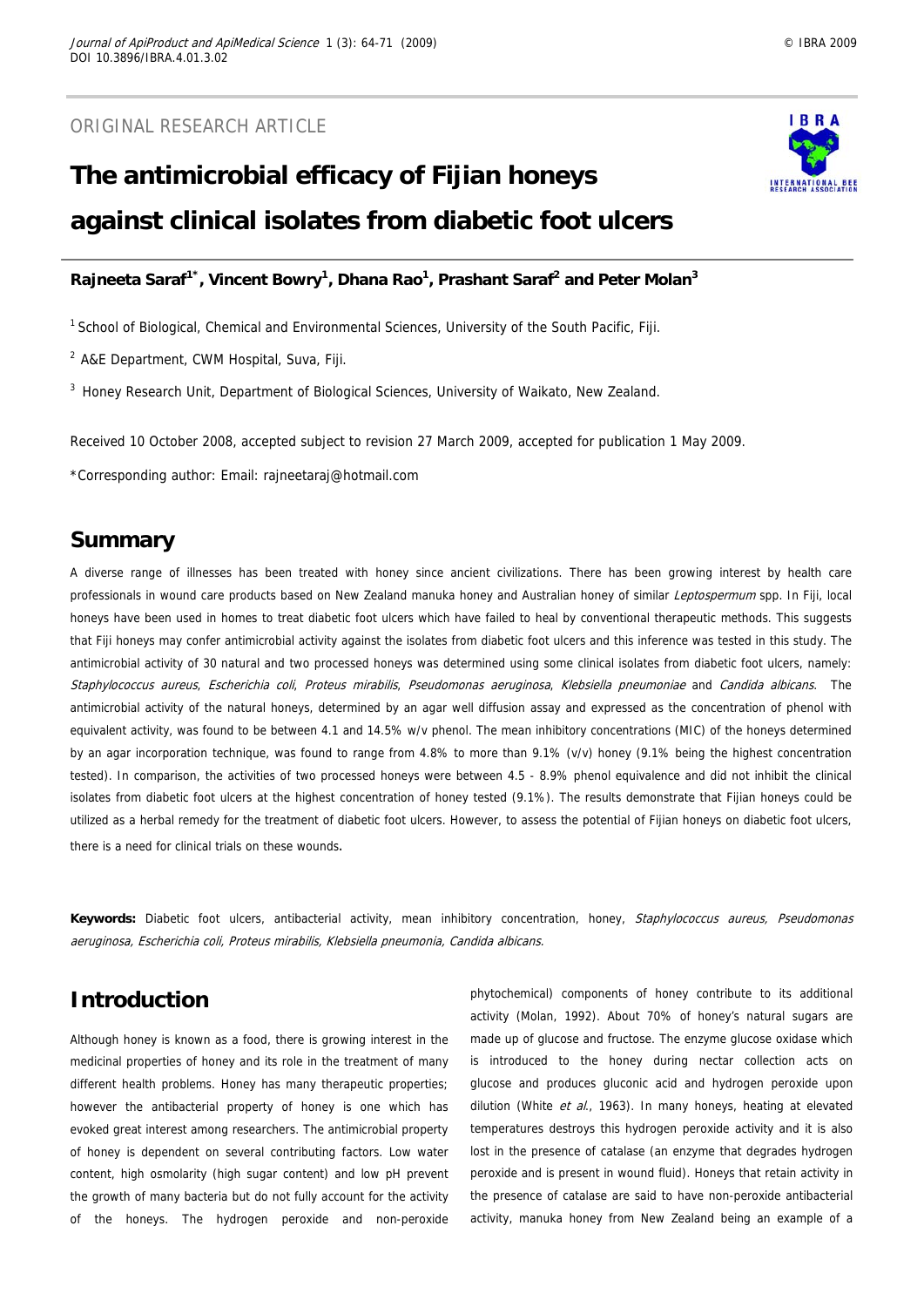ORIGINAL RESEARCH ARTICLE

# The antimicrobial efficacy of Fijian honeys against clinical isolates from diabetic foot ulcers

**Rajneeta Saraf[1*], Vincent Bowry[1], Dhana Rao[1], Prashant Saraf[2] and Peter Molan[3]**

[1] School of Biological, Chemical and Environmental Sciences, University of the South Pacific, Fiji.

[2] A&E Department, CWM Hospital, Suva, Fiji.

[3] Honey Research Unit, Department of Biological Sciences, University of Waikato, New Zealand.

Received 10 October 2008, accepted subject to revision 27 March 2009, accepted for publication 1 May 2009.

*Corresponding author: Email: rajneetaraj@hotmail.com

## Summary

A diverse range of illnesses has been treated with honey since ancient civilizations. There has been growing interest by health care professionals in wound care products based on New Zealand manuka honey and Australian honey of similar *Leptospermum* spp. In Fiji, local honeys have been used in homes to treat diabetic foot ulcers which have failed to heal by conventional therapeutic methods. This suggests that Fiji honeys may confer antimicrobial activity against the isolates from diabetic foot ulcers and this inference was tested in this study. The antimicrobial activity of 30 natural and two processed honeys was determined using some clinical isolates from diabetic foot ulcers, namely: *Staphylococcus aureus*, *Escherichia coli*, *Proteus mirabilis*, *Pseudomonas aeruginosa*, *Klebsiella pneumoniae* and *Candida albicans*. The antimicrobial activity of the natural honeys, determined by an agar well diffusion assay and expressed as the concentration of phenol with equivalent activity, was found to be between 4.1 and 14.5% w/v phenol. The mean inhibitory concentrations (MIC) of the honeys determined by an agar incorporation technique, was found to range from 4.8% to more than 9.1% (v/v) honey (9.1% being the highest concentration tested). In comparison, the activities of two processed honeys were between 4.5 - 8.9% phenol equivalence and did not inhibit the clinical isolates from diabetic foot ulcers at the highest concentration of honey tested (9.1%). The results demonstrate that Fijian honeys could be utilized as a herbal remedy for the treatment of diabetic foot ulcers. However, to assess the potential of Fijian honeys on diabetic foot ulcers, there is a need for clinical trials on these wounds.

**Keywords:** Diabetic foot ulcers, antibacterial activity, mean inhibitory concentration, honey, *Staphylococcus aureus, Pseudomonas aeruginosa, Escherichia coli, Proteus mirabilis, Klebsiella pneumonia, Candida albicans.*

## Introduction

Although honey is known as a food, there is growing interest in the medicinal properties of honey and its role in the treatment of many different health problems. Honey has many therapeutic properties; however the antibacterial property of honey is one which has evoked great interest among researchers. The antimicrobial property of honey is dependent on several contributing factors. Low water content, high osmolarity (high sugar content) and low pH prevent the growth of many bacteria but do not fully account for the activity of the honeys. The hydrogen peroxide and non-peroxide phytochemical) components of honey contribute to its additional activity (Molan, 1992). About 70% of honey's natural sugars are made up of glucose and fructose. The enzyme glucose oxidase which is introduced to the honey during nectar collection acts on glucose and produces gluconic acid and hydrogen peroxide upon dilution (White *et al.*, 1963). In many honeys, heating at elevated temperatures destroys this hydrogen peroxide activity and it is also lost in the presence of catalase (an enzyme that degrades hydrogen peroxide and is present in wound fluid). Honeys that retain activity in the presence of catalase are said to have non-peroxide antibacterial activity, manuka honey from New Zealand being an example of a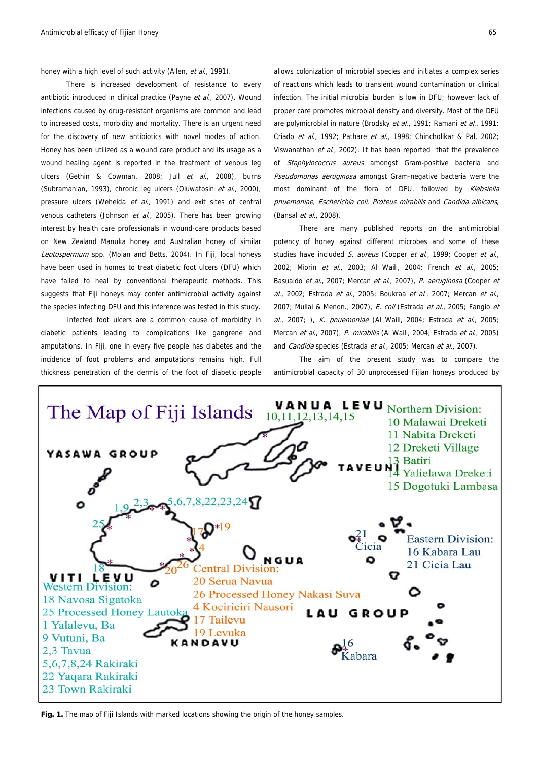honey with a high level of such activity (Allen, *et al.*, 1991).

There is increased development of resistance to every antibiotic introduced in clinical practice (Payne *et al.,* 2007). Wound infections caused by drug-resistant organisms are common and lead to increased costs, morbidity and mortality. There is an urgent need for the discovery of new antibiotics with novel modes of action. Honey has been utilized as a wound care product and its usage as a wound healing agent is reported in the treatment of venous leg ulcers (Gethin & Cowman, 2008; Jull *et al.*, 2008), burns (Subramanian, 1993), chronic leg ulcers (Oluwatosin *et al.,* 2000), pressure ulcers (Weheida *et al.,* 1991) and exit sites of central venous catheters (Johnson *et al.,* 2005). There has been growing interest by health care professionals in wound-care products based on New Zealand Manuka honey and Australian honey of similar *Leptospermum* spp. (Molan and Betts, 2004). In Fiji, local honeys have been used in homes to treat diabetic foot ulcers (DFU) which have failed to heal by conventional therapeutic methods. This suggests that Fiji honeys may confer antimicrobial activity against the species infecting DFU and this inference was tested in this study.

Infected foot ulcers are a common cause of morbidity in diabetic patients leading to complications like gangrene and amputations. In Fiji, one in every five people has diabetes and the incidence of foot problems and amputations remains high. Full thickness penetration of the dermis of the foot of diabetic people allows colonization of microbial species and initiates a complex series of reactions which leads to transient wound contamination or clinical infection. The initial microbial burden is low in DFU; however lack of proper care promotes microbial density and diversity. Most of the DFU are polymicrobial in nature (Brodsky *et al.*, 1991; Ramani *et al.*, 1991; Criado *et al.*, 1992; Pathare *et al.,* 1998; Chincholikar & Pal, 2002; Viswanathan *et al.*, 2002). It has been reported that the prevalence of *Staphylococcus aureus* amongst Gram-positive bacteria and *Pseudomonas aeruginosa* amongst Gram-negative bacteria were the most dominant of the flora of DFU, followed by *Klebsiella pnuemoniae*, *Escherichia coli*, *Proteus mirabilis* and *Candida albicans*, (Bansal *et al.*, 2008).

There are many published reports on the antimicrobial potency of honey against different microbes and some of these studies have included *S. aureus* (Cooper *et al.*, 1999; Cooper *et al.*, 2002; Miorin *et al.*, 2003; Al Waili, 2004; French *et al.*, 2005; Basualdo *et al.*, 2007; Mercan *et al.*, 2007), *P. aeruginosa* (Cooper *et al.*, 2002; Estrada *et al.*, 2005; Boukraa *et al.*, 2007; Mercan *et al.*, 2007; Mullai & Menon., 2007), *E. coli* (Estrada *et al.*, 2005; Fangio *et al.*, 2007; ), *K. pnuemoniae* (Al Waili, 2004; Estrada *et al.*, 2005; Mercan *et al.*, 2007), *P. mirabilis* (Al Waili, 2004; Estrada *et al.*, 2005) and *Candida* species (Estrada *et al.,* 2005; Mercan *et al.*, 2007).

The aim of the present study was to compare the antimicrobial capacity of 30 unprocessed Fijian honeys produced by

**Fig. 1.** The map of Fiji Islands with marked locations showing the origin of the honey samples.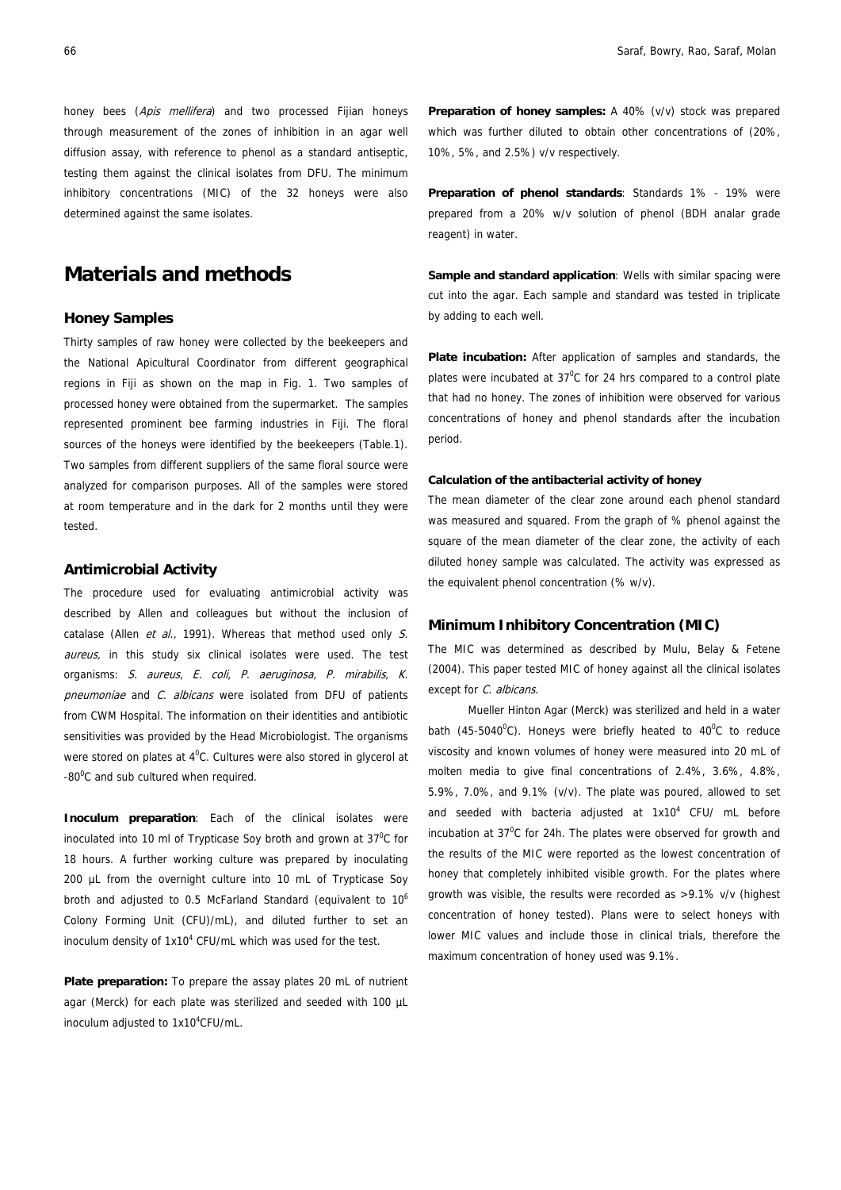honey bees (*Apis mellifera*) and two processed Fijian honeys through measurement of the zones of inhibition in an agar well diffusion assay, with reference to phenol as a standard antiseptic, testing them against the clinical isolates from DFU. The minimum inhibitory concentrations (MIC) of the 32 honeys were also determined against the same isolates.

# Materials and methods

### Honey Samples

Thirty samples of raw honey were collected by the beekeepers and the National Apicultural Coordinator from different geographical regions in Fiji as shown on the map in Fig. 1. Two samples of processed honey were obtained from the supermarket. The samples represented prominent bee farming industries in Fiji. The floral sources of the honeys were identified by the beekeepers (Table.1). Two samples from different suppliers of the same floral source were analyzed for comparison purposes. All of the samples were stored at room temperature and in the dark for 2 months until they were tested.

### Antimicrobial Activity

The procedure used for evaluating antimicrobial activity was described by Allen and colleagues but without the inclusion of catalase (Allen *et al.,* 1991). Whereas that method used only *S. aureus,* in this study six clinical isolates were used. The test organisms: *S. aureus*, *E. coli*, *P. aeruginosa*, *P. mirabilis*, *K. pneumoniae* and *C. albicans* were isolated from DFU of patients from CWM Hospital. The information on their identities and antibiotic sensitivities was provided by the Head Microbiologist. The organisms were stored on plates at $4^0$C. Cultures were also stored in glycerol at $-80^0$C and sub cultured when required.

**Inoculum preparation**: Each of the clinical isolates were inoculated into 10 ml of Trypticase Soy broth and grown at $37^0$C for 18 hours. A further working culture was prepared by inoculating 200 µL from the overnight culture into 10 mL of Trypticase Soy broth and adjusted to 0.5 McFarland Standard (equivalent to $10^6$ Colony Forming Unit (CFU)/mL), and diluted further to set an inoculum density of $1x10^4$ CFU/mL which was used for the test.

**Plate preparation:** To prepare the assay plates 20 mL of nutrient agar (Merck) for each plate was sterilized and seeded with 100 µL inoculum adjusted to $1x10^4$CFU/mL.

**Preparation of honey samples:** A 40% (v/v) stock was prepared which was further diluted to obtain other concentrations of (20%, 10%, 5%, and 2.5%) v/v respectively.

**Preparation of phenol standards**: Standards 1% - 19% were prepared from a 20% w/v solution of phenol (BDH analar grade reagent) in water.

**Sample and standard application**: Wells with similar spacing were cut into the agar. Each sample and standard was tested in triplicate by adding to each well.

**Plate incubation:** After application of samples and standards, the plates were incubated at $37^0$C for 24 hrs compared to a control plate that had no honey. The zones of inhibition were observed for various concentrations of honey and phenol standards after the incubation period.

#### Calculation of the antibacterial activity of honey

The mean diameter of the clear zone around each phenol standard was measured and squared. From the graph of % phenol against the square of the mean diameter of the clear zone, the activity of each diluted honey sample was calculated. The activity was expressed as the equivalent phenol concentration (% w/v).

### Minimum Inhibitory Concentration (MIC)

The MIC was determined as described by Mulu, Belay & Fetene (2004). This paper tested MIC of honey against all the clinical isolates except for *C. albicans*.

Mueller Hinton Agar (Merck) was sterilized and held in a water bath ($45\text{-}5040^0$C). Honeys were briefly heated to $40^0$C to reduce viscosity and known volumes of honey were measured into 20 mL of molten media to give final concentrations of 2.4%, 3.6%, 4.8%, 5.9%, 7.0%, and 9.1% (v/v). The plate was poured, allowed to set and seeded with bacteria adjusted at $1x10^4$ CFU/ mL before incubation at $37^0$C for 24h. The plates were observed for growth and the results of the MIC were reported as the lowest concentration of honey that completely inhibited visible growth. For the plates where growth was visible, the results were recorded as >9.1% v/v (highest concentration of honey tested). Plans were to select honeys with lower MIC values and include those in clinical trials, therefore the maximum concentration of honey used was 9.1%.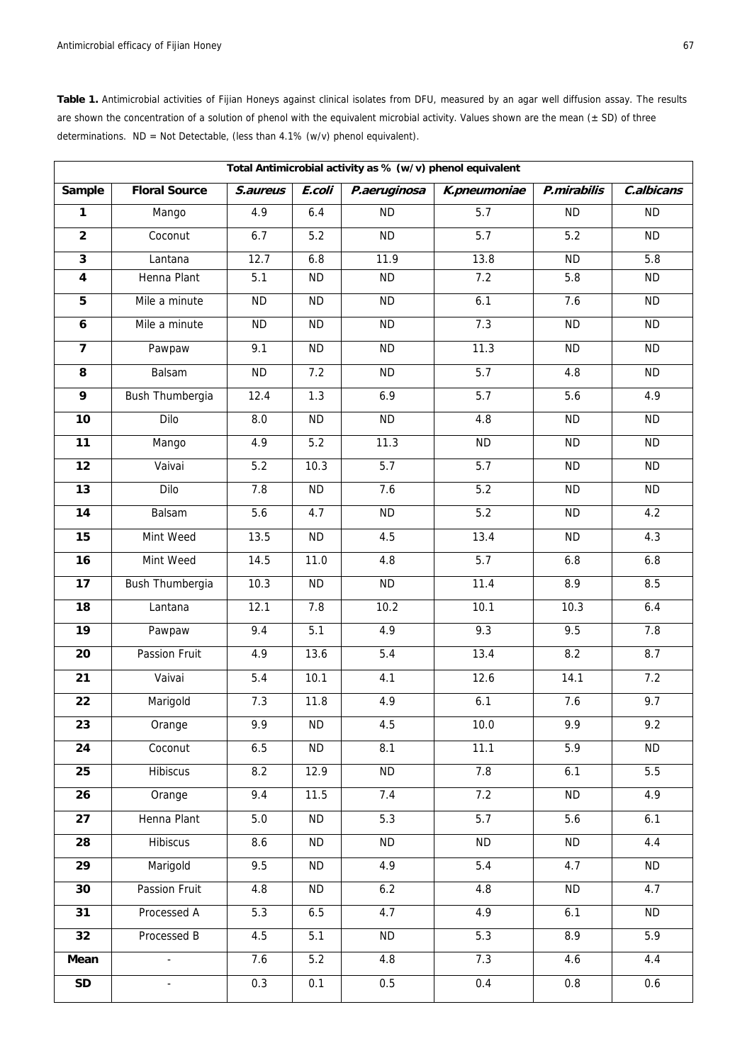**Table 1.** Antimicrobial activities of Fijian Honeys against clinical isolates from DFU, measured by an agar well diffusion assay. The results are shown the concentration of a solution of phenol with the equivalent microbial activity. Values shown are the mean (± SD) of three determinations. ND = Not Detectable, (less than 4.1% (w/v) phenol equivalent).

| **Total Antimicrobial activity as % (w/v) phenol equivalent** | | | | | | | |
|---|---|---|---|---|---|---|---|
| **Sample** | **Floral Source** | ***S.aureus*** | ***E.coli*** | ***P.aeruginosa*** | ***K.pneumoniae*** | ***P.mirabilis*** | ***C.albicans*** |
| **1** | Mango | 4.9 | 6.4 | ND | 5.7 | ND | ND |
| **2** | Coconut | 6.7 | 5.2 | ND | 5.7 | 5.2 | ND |
| **3** | Lantana | 12.7 | 6.8 | 11.9 | 13.8 | ND | 5.8 |
| **4** | Henna Plant | 5.1 | ND | ND | 7.2 | 5.8 | ND |
| **5** | Mile a minute | ND | ND | ND | 6.1 | 7.6 | ND |
| **6** | Mile a minute | ND | ND | ND | 7.3 | ND | ND |
| **7** | Pawpaw | 9.1 | ND | ND | 11.3 | ND | ND |
| **8** | Balsam | ND | 7.2 | ND | 5.7 | 4.8 | ND |
| **9** | Bush Thumbergia | 12.4 | 1.3 | 6.9 | 5.7 | 5.6 | 4.9 |
| **10** | Dilo | 8.0 | ND | ND | 4.8 | ND | ND |
| **11** | Mango | 4.9 | 5.2 | 11.3 | ND | ND | ND |
| **12** | Vaivai | 5.2 | 10.3 | 5.7 | 5.7 | ND | ND |
| **13** | Dilo | 7.8 | ND | 7.6 | 5.2 | ND | ND |
| **14** | Balsam | 5.6 | 4.7 | ND | 5.2 | ND | 4.2 |
| **15** | Mint Weed | 13.5 | ND | 4.5 | 13.4 | ND | 4.3 |
| **16** | Mint Weed | 14.5 | 11.0 | 4.8 | 5.7 | 6.8 | 6.8 |
| **17** | Bush Thumbergia | 10.3 | ND | ND | 11.4 | 8.9 | 8.5 |
| **18** | Lantana | 12.1 | 7.8 | 10.2 | 10.1 | 10.3 | 6.4 |
| **19** | Pawpaw | 9.4 | 5.1 | 4.9 | 9.3 | 9.5 | 7.8 |
| **20** | Passion Fruit | 4.9 | 13.6 | 5.4 | 13.4 | 8.2 | 8.7 |
| **21** | Vaivai | 5.4 | 10.1 | 4.1 | 12.6 | 14.1 | 7.2 |
| **22** | Marigold | 7.3 | 11.8 | 4.9 | 6.1 | 7.6 | 9.7 |
| **23** | Orange | 9.9 | ND | 4.5 | 10.0 | 9.9 | 9.2 |
| **24** | Coconut | 6.5 | ND | 8.1 | 11.1 | 5.9 | ND |
| **25** | Hibiscus | 8.2 | 12.9 | ND | 7.8 | 6.1 | 5.5 |
| **26** | Orange | 9.4 | 11.5 | 7.4 | 7.2 | ND | 4.9 |
| **27** | Henna Plant | 5.0 | ND | 5.3 | 5.7 | 5.6 | 6.1 |
| **28** | Hibiscus | 8.6 | ND | ND | ND | ND | 4.4 |
| **29** | Marigold | 9.5 | ND | 4.9 | 5.4 | 4.7 | ND |
| **30** | Passion Fruit | 4.8 | ND | 6.2 | 4.8 | ND | 4.7 |
| **31** | Processed A | 5.3 | 6.5 | 4.7 | 4.9 | 6.1 | ND |
| **32** | Processed B | 4.5 | 5.1 | ND | 5.3 | 8.9 | 5.9 |
| **Mean** | - | 7.6 | 5.2 | 4.8 | 7.3 | 4.6 | 4.4 |
| **SD** | - | 0.3 | 0.1 | 0.5 | 0.4 | 0.8 | 0.6 |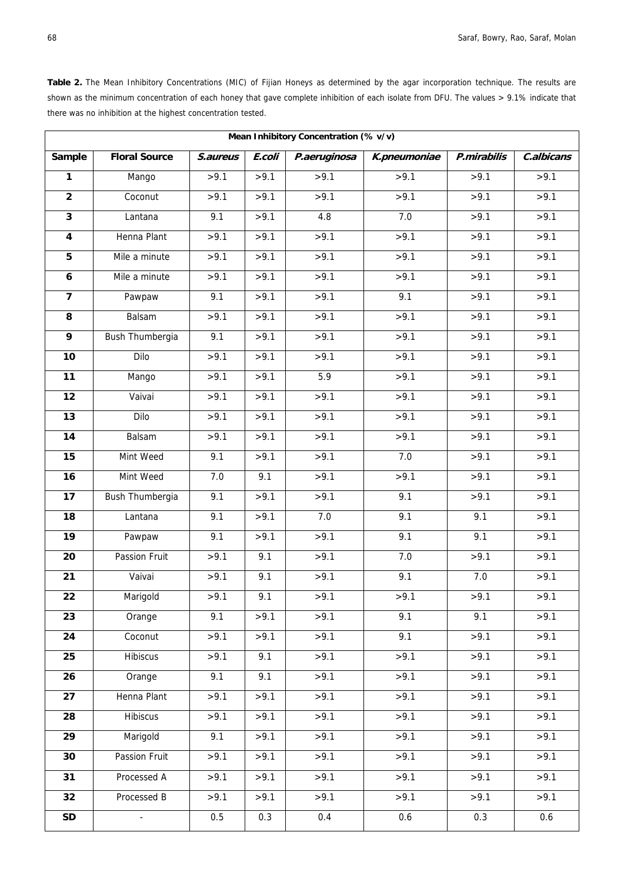**Table 2.** The Mean Inhibitory Concentrations (MIC) of Fijian Honeys as determined by the agar incorporation technique. The results are shown as the minimum concentration of each honey that gave complete inhibition of each isolate from DFU. The values > 9.1% indicate that there was no inhibition at the highest concentration tested.

| Mean Inhibitory Concentration (% v/v) | | | | | | | |
|---|---|---|---|---|---|---|---|
| **Sample** | **Floral Source** | ***S.aureus*** | ***E.coli*** | ***P.aeruginosa*** | ***K.pneumoniae*** | ***P.mirabilis*** | ***C.albicans*** |
| **1** | Mango | >9.1 | >9.1 | >9.1 | >9.1 | >9.1 | >9.1 |
| **2** | Coconut | >9.1 | >9.1 | >9.1 | >9.1 | >9.1 | >9.1 |
| **3** | Lantana | 9.1 | >9.1 | 4.8 | 7.0 | >9.1 | >9.1 |
| **4** | Henna Plant | >9.1 | >9.1 | >9.1 | >9.1 | >9.1 | >9.1 |
| **5** | Mile a minute | >9.1 | >9.1 | >9.1 | >9.1 | >9.1 | >9.1 |
| **6** | Mile a minute | >9.1 | >9.1 | >9.1 | >9.1 | >9.1 | >9.1 |
| **7** | Pawpaw | 9.1 | >9.1 | >9.1 | 9.1 | >9.1 | >9.1 |
| **8** | Balsam | >9.1 | >9.1 | >9.1 | >9.1 | >9.1 | >9.1 |
| **9** | Bush Thumbergia | 9.1 | >9.1 | >9.1 | >9.1 | >9.1 | >9.1 |
| **10** | Dilo | >9.1 | >9.1 | >9.1 | >9.1 | >9.1 | >9.1 |
| **11** | Mango | >9.1 | >9.1 | 5.9 | >9.1 | >9.1 | >9.1 |
| **12** | Vaivai | >9.1 | >9.1 | >9.1 | >9.1 | >9.1 | >9.1 |
| **13** | Dilo | >9.1 | >9.1 | >9.1 | >9.1 | >9.1 | >9.1 |
| **14** | Balsam | >9.1 | >9.1 | >9.1 | >9.1 | >9.1 | >9.1 |
| **15** | Mint Weed | 9.1 | >9.1 | >9.1 | 7.0 | >9.1 | >9.1 |
| **16** | Mint Weed | 7.0 | 9.1 | >9.1 | >9.1 | >9.1 | >9.1 |
| **17** | Bush Thumbergia | 9.1 | >9.1 | >9.1 | 9.1 | >9.1 | >9.1 |
| **18** | Lantana | 9.1 | >9.1 | 7.0 | 9.1 | 9.1 | >9.1 |
| **19** | Pawpaw | 9.1 | >9.1 | >9.1 | 9.1 | 9.1 | >9.1 |
| **20** | Passion Fruit | >9.1 | 9.1 | >9.1 | 7.0 | >9.1 | >9.1 |
| **21** | Vaivai | >9.1 | 9.1 | >9.1 | 9.1 | 7.0 | >9.1 |
| **22** | Marigold | >9.1 | 9.1 | >9.1 | >9.1 | >9.1 | >9.1 |
| **23** | Orange | 9.1 | >9.1 | >9.1 | 9.1 | 9.1 | >9.1 |
| **24** | Coconut | >9.1 | >9.1 | >9.1 | 9.1 | >9.1 | >9.1 |
| **25** | Hibiscus | >9.1 | 9.1 | >9.1 | >9.1 | >9.1 | >9.1 |
| **26** | Orange | 9.1 | 9.1 | >9.1 | >9.1 | >9.1 | >9.1 |
| **27** | Henna Plant | >9.1 | >9.1 | >9.1 | >9.1 | >9.1 | >9.1 |
| **28** | Hibiscus | >9.1 | >9.1 | >9.1 | >9.1 | >9.1 | >9.1 |
| **29** | Marigold | 9.1 | >9.1 | >9.1 | >9.1 | >9.1 | >9.1 |
| **30** | Passion Fruit | >9.1 | >9.1 | >9.1 | >9.1 | >9.1 | >9.1 |
| **31** | Processed A | >9.1 | >9.1 | >9.1 | >9.1 | >9.1 | >9.1 |
| **32** | Processed B | >9.1 | >9.1 | >9.1 | >9.1 | >9.1 | >9.1 |
| **SD** | - | 0.5 | 0.3 | 0.4 | 0.6 | 0.3 | 0.6 |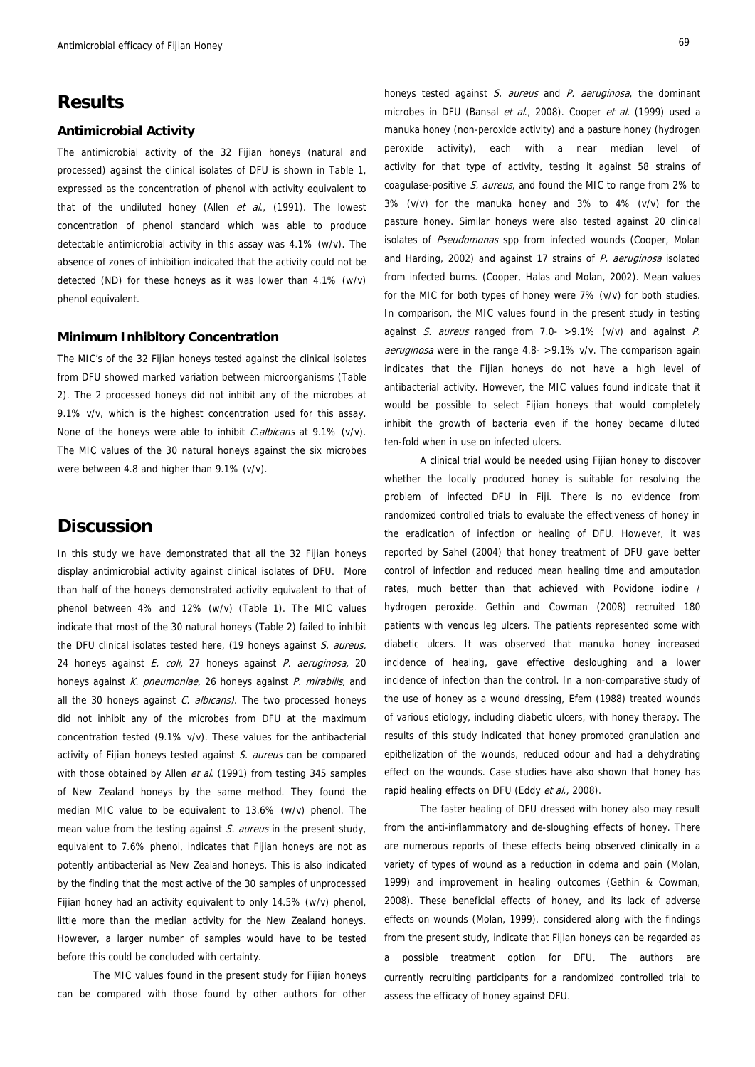# Results

### Antimicrobial Activity

The antimicrobial activity of the 32 Fijian honeys (natural and processed) against the clinical isolates of DFU is shown in Table 1, expressed as the concentration of phenol with activity equivalent to that of the undiluted honey (Allen *et al*., (1991). The lowest concentration of phenol standard which was able to produce detectable antimicrobial activity in this assay was 4.1% (w/v). The absence of zones of inhibition indicated that the activity could not be detected (ND) for these honeys as it was lower than 4.1% (w/v) phenol equivalent.

### Minimum Inhibitory Concentration

The MIC's of the 32 Fijian honeys tested against the clinical isolates from DFU showed marked variation between microorganisms (Table 2). The 2 processed honeys did not inhibit any of the microbes at 9.1% v/v, which is the highest concentration used for this assay. None of the honeys were able to inhibit *C.albicans* at 9.1% (v/v). The MIC values of the 30 natural honeys against the six microbes were between 4.8 and higher than 9.1% (v/v).

# Discussion

In this study we have demonstrated that all the 32 Fijian honeys display antimicrobial activity against clinical isolates of DFU. More than half of the honeys demonstrated activity equivalent to that of phenol between 4% and 12% (w/v) (Table 1). The MIC values indicate that most of the 30 natural honeys (Table 2) failed to inhibit the DFU clinical isolates tested here, (19 honeys against *S. aureus,* 24 honeys against *E. coli,* 27 honeys against *P. aeruginosa,* 20 honeys against *K. pneumoniae,* 26 honeys against *P. mirabilis,* and all the 30 honeys against *C. albicans).* The two processed honeys did not inhibit any of the microbes from DFU at the maximum concentration tested (9.1% v/v). These values for the antibacterial activity of Fijian honeys tested against *S. aureus* can be compared with those obtained by Allen *et al*. (1991) from testing 345 samples of New Zealand honeys by the same method. They found the median MIC value to be equivalent to 13.6% (w/v) phenol. The mean value from the testing against *S. aureus* in the present study, equivalent to 7.6% phenol, indicates that Fijian honeys are not as potently antibacterial as New Zealand honeys. This is also indicated by the finding that the most active of the 30 samples of unprocessed Fijian honey had an activity equivalent to only 14.5% (w/v) phenol, little more than the median activity for the New Zealand honeys. However, a larger number of samples would have to be tested before this could be concluded with certainty.

The MIC values found in the present study for Fijian honeys can be compared with those found by other authors for other honeys tested against *S. aureus* and *P. aeruginosa*, the dominant microbes in DFU (Bansal *et al*., 2008). Cooper *et al*. (1999) used a manuka honey (non-peroxide activity) and a pasture honey (hydrogen peroxide activity), each with a near median level of activity for that type of activity, testing it against 58 strains of coagulase-positive *S. aureus*, and found the MIC to range from 2% to 3% (v/v) for the manuka honey and 3% to 4% (v/v) for the pasture honey. Similar honeys were also tested against 20 clinical isolates of *Pseudomonas* spp from infected wounds (Cooper, Molan and Harding, 2002) and against 17 strains of *P. aeruginosa* isolated from infected burns. (Cooper, Halas and Molan, 2002). Mean values for the MIC for both types of honey were 7% (v/v) for both studies. In comparison, the MIC values found in the present study in testing against *S. aureus* ranged from 7.0- >9.1% (v/v) and against *P. aeruginosa* were in the range 4.8- >9.1% v/v. The comparison again indicates that the Fijian honeys do not have a high level of antibacterial activity. However, the MIC values found indicate that it would be possible to select Fijian honeys that would completely inhibit the growth of bacteria even if the honey became diluted ten-fold when in use on infected ulcers.

A clinical trial would be needed using Fijian honey to discover whether the locally produced honey is suitable for resolving the problem of infected DFU in Fiji. There is no evidence from randomized controlled trials to evaluate the effectiveness of honey in the eradication of infection or healing of DFU. However, it was reported by Sahel (2004) that honey treatment of DFU gave better control of infection and reduced mean healing time and amputation rates, much better than that achieved with Povidone iodine / hydrogen peroxide. Gethin and Cowman (2008) recruited 180 patients with venous leg ulcers. The patients represented some with diabetic ulcers. It was observed that manuka honey increased incidence of healing, gave effective desloughing and a lower incidence of infection than the control. In a non-comparative study of the use of honey as a wound dressing, Efem (1988) treated wounds of various etiology, including diabetic ulcers, with honey therapy. The results of this study indicated that honey promoted granulation and epithelization of the wounds, reduced odour and had a dehydrating effect on the wounds. Case studies have also shown that honey has rapid healing effects on DFU (Eddy *et al.,* 2008).

The faster healing of DFU dressed with honey also may result from the anti-inflammatory and de-sloughing effects of honey. There are numerous reports of these effects being observed clinically in a variety of types of wound as a reduction in odema and pain (Molan, 1999) and improvement in healing outcomes (Gethin & Cowman, 2008). These beneficial effects of honey, and its lack of adverse effects on wounds (Molan, 1999), considered along with the findings from the present study, indicate that Fijian honeys can be regarded as a possible treatment option for DFU. The authors are currently recruiting participants for a randomized controlled trial to assess the efficacy of honey against DFU.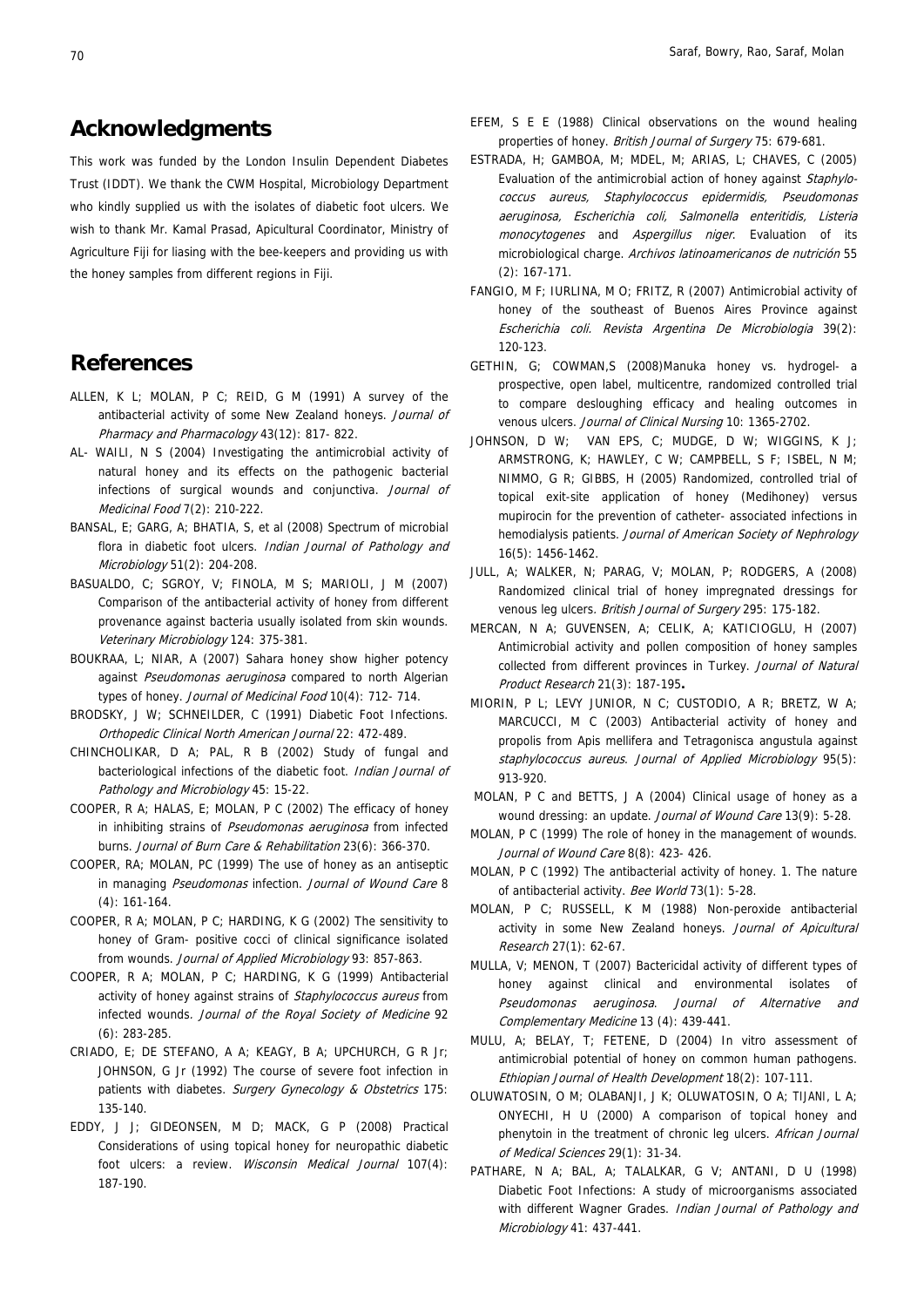## Acknowledgments

This work was funded by the London Insulin Dependent Diabetes Trust (IDDT). We thank the CWM Hospital, Microbiology Department who kindly supplied us with the isolates of diabetic foot ulcers. We wish to thank Mr. Kamal Prasad, Apicultural Coordinator, Ministry of Agriculture Fiji for liasing with the bee-keepers and providing us with the honey samples from different regions in Fiji.

## References

ALLEN, K L; MOLAN, P C; REID, G M (1991) A survey of the antibacterial activity of some New Zealand honeys. *Journal of Pharmacy and Pharmacology* 43(12): 817- 822.

AL- WAILI, N S (2004) Investigating the antimicrobial activity of natural honey and its effects on the pathogenic bacterial infections of surgical wounds and conjunctiva. *Journal of Medicinal Food* 7(2): 210-222.

BANSAL, E; GARG, A; BHATIA, S, et al (2008) Spectrum of microbial flora in diabetic foot ulcers. *Indian Journal of Pathology and Microbiology* 51(2): 204-208.

BASUALDO, C; SGROY, V; FINOLA, M S; MARIOLI, J M (2007) Comparison of the antibacterial activity of honey from different provenance against bacteria usually isolated from skin wounds. *Veterinary Microbiology* 124: 375-381.

BOUKRAA, L; NIAR, A (2007) Sahara honey show higher potency against *Pseudomonas aeruginosa* compared to north Algerian types of honey. *Journal of Medicinal Food* 10(4): 712- 714.

BRODSKY, J W; SCHNEILDER, C (1991) Diabetic Foot Infections. *Orthopedic Clinical North American Journal* 22: 472-489.

CHINCHOLIKAR, D A; PAL, R B (2002) Study of fungal and bacteriological infections of the diabetic foot. *Indian Journal of Pathology and Microbiology* 45: 15-22.

COOPER, R A; HALAS, E; MOLAN, P C (2002) The efficacy of honey in inhibiting strains of *Pseudomonas aeruginosa* from infected burns. *Journal of Burn Care & Rehabilitation* 23(6): 366-370.

COOPER, RA; MOLAN, PC (1999) The use of honey as an antiseptic in managing *Pseudomonas* infection. *Journal of Wound Care* 8 (4): 161-164.

COOPER, R A; MOLAN, P C; HARDING, K G (2002) The sensitivity to honey of Gram- positive cocci of clinical significance isolated from wounds. *Journal of Applied Microbiology* 93: 857-863.

COOPER, R A; MOLAN, P C; HARDING, K G (1999) Antibacterial activity of honey against strains of *Staphylococcus aureus* from infected wounds. *Journal of the Royal Society of Medicine* 92 (6): 283-285.

CRIADO, E; DE STEFANO, A A; KEAGY, B A; UPCHURCH, G R Jr; JOHNSON, G Jr (1992) The course of severe foot infection in patients with diabetes. *Surgery Gynecology & Obstetrics* 175: 135-140.

EDDY, J J; GIDEONSEN, M D; MACK, G P (2008) Practical Considerations of using topical honey for neuropathic diabetic foot ulcers: a review. *Wisconsin Medical Journal* 107(4): 187-190.

EFEM, S E E (1988) Clinical observations on the wound healing properties of honey. *British Journal of Surgery* 75: 679-681.

ESTRADA, H; GAMBOA, M; MDEL, M; ARIAS, L; CHAVES, C (2005) Evaluation of the antimicrobial action of honey against *Staphylococcus aureus, Staphylococcus epidermidis, Pseudomonas aeruginosa, Escherichia coli, Salmonella enteritidis, Listeria monocytogenes* and *Aspergillus niger*. Evaluation of its microbiological charge. *Archivos latinoamericanos de nutrición* 55 (2): 167-171.

FANGIO, M F; IURLINA, M O; FRITZ, R (2007) Antimicrobial activity of honey of the southeast of Buenos Aires Province against *Escherichia coli. Revista Argentina De Microbiologia* 39(2): 120-123.

GETHIN, G; COWMAN,S (2008)Manuka honey vs. hydrogel- a prospective, open label, multicentre, randomized controlled trial to compare desloughing efficacy and healing outcomes in venous ulcers. *Journal of Clinical Nursing* 10: 1365-2702.

JOHNSON, D W; VAN EPS, C; MUDGE, D W; WIGGINS, K J; ARMSTRONG, K; HAWLEY, C W; CAMPBELL, S F; ISBEL, N M; NIMMO, G R; GIBBS, H (2005) Randomized, controlled trial of topical exit-site application of honey (Medihoney) versus mupirocin for the prevention of catheter- associated infections in hemodialysis patients. *Journal of American Society of Nephrology* 16(5): 1456-1462.

JULL, A; WALKER, N; PARAG, V; MOLAN, P; RODGERS, A (2008) Randomized clinical trial of honey impregnated dressings for venous leg ulcers. *British Journal of Surgery* 295: 175-182.

MERCAN, N A; GUVENSEN, A; CELIK, A; KATICIOGLU, H (2007) Antimicrobial activity and pollen composition of honey samples collected from different provinces in Turkey. *Journal of Natural Product Research* 21(3): 187-195**.**

MIORIN, P L; LEVY JUNIOR, N C; CUSTODIO, A R; BRETZ, W A; MARCUCCI, M C (2003) Antibacterial activity of honey and propolis from Apis mellifera and Tetragonisca angustula against *staphylococcus aureus*. *Journal of Applied Microbiology* 95(5): 913-920.

MOLAN, P C and BETTS, J A (2004) Clinical usage of honey as a wound dressing: an update. *Journal of Wound Care* 13(9): 5-28.

MOLAN, P C (1999) The role of honey in the management of wounds. *Journal of Wound Care* 8(8): 423- 426.

MOLAN, P C (1992) The antibacterial activity of honey. 1. The nature of antibacterial activity. *Bee World* 73(1): 5-28.

MOLAN, P C; RUSSELL, K M (1988) Non-peroxide antibacterial activity in some New Zealand honeys. *Journal of Apicultural Research* 27(1): 62-67.

MULLA, V; MENON, T (2007) Bactericidal activity of different types of honey against clinical and environmental isolates of *Pseudomonas aeruginosa*. *Journal of Alternative and Complementary Medicine* 13 (4): 439-441.

MULU, A; BELAY, T; FETENE, D (2004) In vitro assessment of antimicrobial potential of honey on common human pathogens. *Ethiopian Journal of Health Development* 18(2): 107-111.

OLUWATOSIN, O M; OLABANJI, J K; OLUWATOSIN, O A; TIJANI, L A; ONYECHI, H U (2000) A comparison of topical honey and phenytoin in the treatment of chronic leg ulcers. *African Journal of Medical Sciences* 29(1): 31-34.

PATHARE, N A; BAL, A; TALALKAR, G V; ANTANI, D U (1998) Diabetic Foot Infections: A study of microorganisms associated with different Wagner Grades. *Indian Journal of Pathology and Microbiology* 41: 437-441.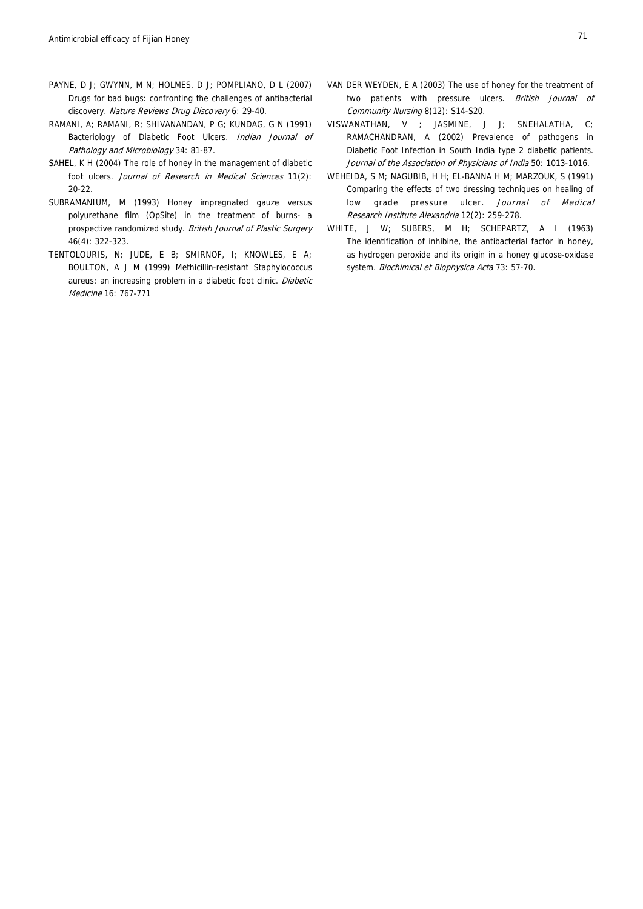PAYNE, D J; GWYNN, M N; HOLMES, D J; POMPLIANO, D L (2007) Drugs for bad bugs: confronting the challenges of antibacterial discovery. *Nature Reviews Drug Discovery* 6: 29-40.

RAMANI, A; RAMANI, R; SHIVANANDAN, P G; KUNDAG, G N (1991) Bacteriology of Diabetic Foot Ulcers. *Indian Journal of Pathology and Microbiology* 34: 81-87.

SAHEL, K H (2004) The role of honey in the management of diabetic foot ulcers. *Journal of Research in Medical Sciences* 11(2): 20-22.

SUBRAMANIUM, M (1993) Honey impregnated gauze versus polyurethane film (OpSite) in the treatment of burns- a prospective randomized study. *British Journal of Plastic Surgery* 46(4): 322-323.

TENTOLOURIS, N; JUDE, E B; SMIRNOF, I; KNOWLES, E A; BOULTON, A J M (1999) Methicillin-resistant Staphylococcus aureus: an increasing problem in a diabetic foot clinic. *Diabetic Medicine* 16: 767-771

VAN DER WEYDEN, E A (2003) The use of honey for the treatment of two patients with pressure ulcers. *British Journal of Community Nursing* 8(12): S14-S20.

VISWANATHAN, V ; JASMINE, J J; SNEHALATHA, C; RAMACHANDRAN, A (2002) Prevalence of pathogens in Diabetic Foot Infection in South India type 2 diabetic patients. *Journal of the Association of Physicians of India* 50: 1013-1016.

WEHEIDA, S M; NAGUBIB, H H; EL-BANNA H M; MARZOUK, S (1991) Comparing the effects of two dressing techniques on healing of low grade pressure ulcer. *Journal of Medical Research Institute Alexandria* 12(2): 259-278.

WHITE, J W; SUBERS, M H; SCHEPARTZ, A I (1963) The identification of inhibine, the antibacterial factor in honey, as hydrogen peroxide and its origin in a honey glucose-oxidase system. *Biochimical et Biophysica Acta* 73: 57-70.